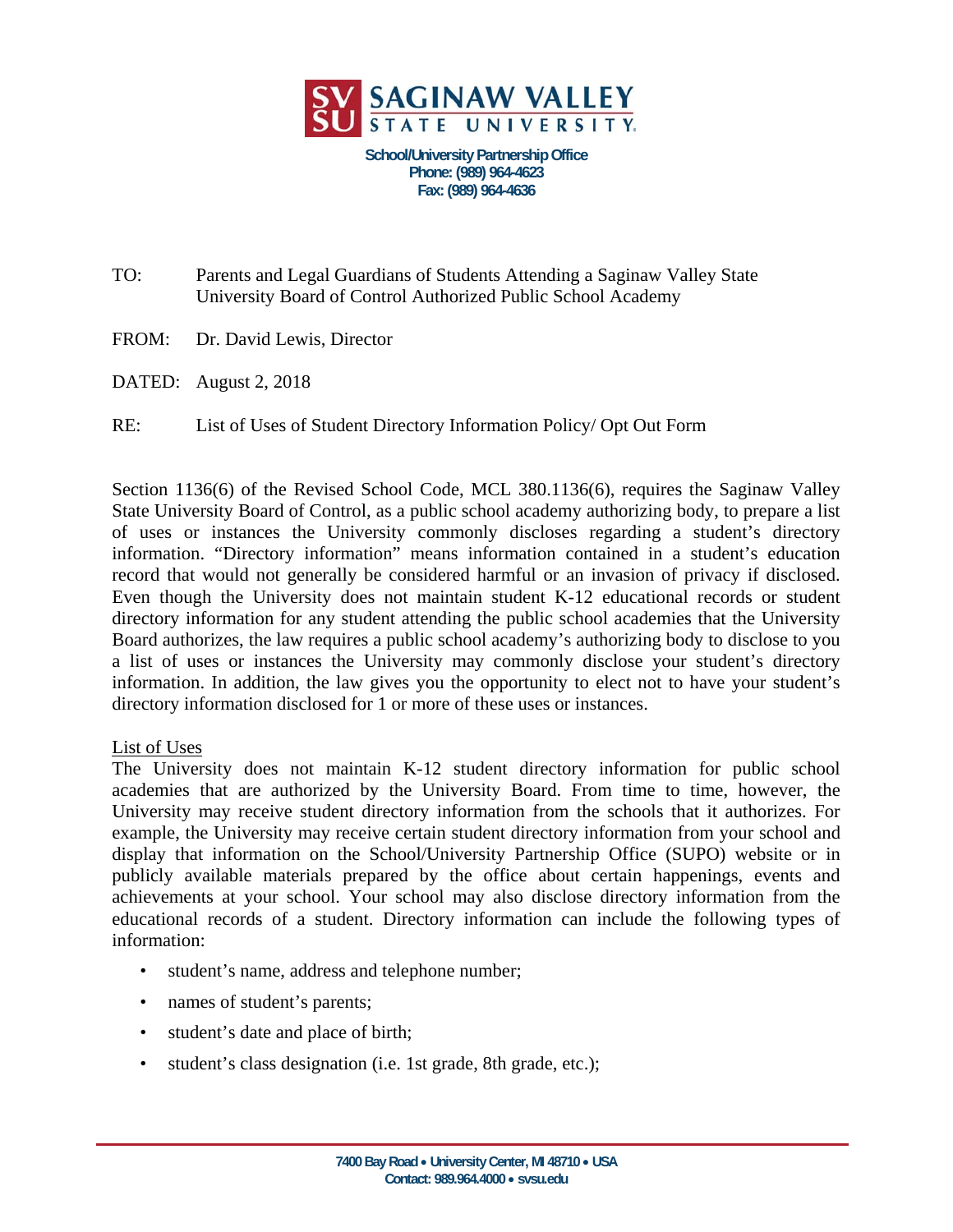**SAGINAW VALLEY STATE UNIVERSITY**

**School/University Partnership Office**
**Phone: (989) 964-4623**
**Fax: (989) 964-4636**

TO: Parents and Legal Guardians of Students Attending a Saginaw Valley State University Board of Control Authorized Public School Academy

FROM: Dr. David Lewis, Director

DATED: August 2, 2018

RE: List of Uses of Student Directory Information Policy/ Opt Out Form

Section 1136(6) of the Revised School Code, MCL 380.1136(6), requires the Saginaw Valley State University Board of Control, as a public school academy authorizing body, to prepare a list of uses or instances the University commonly discloses regarding a student's directory information. "Directory information" means information contained in a student's education record that would not generally be considered harmful or an invasion of privacy if disclosed. Even though the University does not maintain student K-12 educational records or student directory information for any student attending the public school academies that the University Board authorizes, the law requires a public school academy's authorizing body to disclose to you a list of uses or instances the University may commonly disclose your student's directory information. In addition, the law gives you the opportunity to elect not to have your student's directory information disclosed for 1 or more of these uses or instances.

List of Uses

The University does not maintain K-12 student directory information for public school academies that are authorized by the University Board. From time to time, however, the University may receive student directory information from the schools that it authorizes. For example, the University may receive certain student directory information from your school and display that information on the School/University Partnership Office (SUPO) website or in publicly available materials prepared by the office about certain happenings, events and achievements at your school. Your school may also disclose directory information from the educational records of a student. Directory information can include the following types of information:

- student's name, address and telephone number;
- names of student's parents;
- student's date and place of birth;
- student's class designation (i.e. 1st grade, 8th grade, etc.);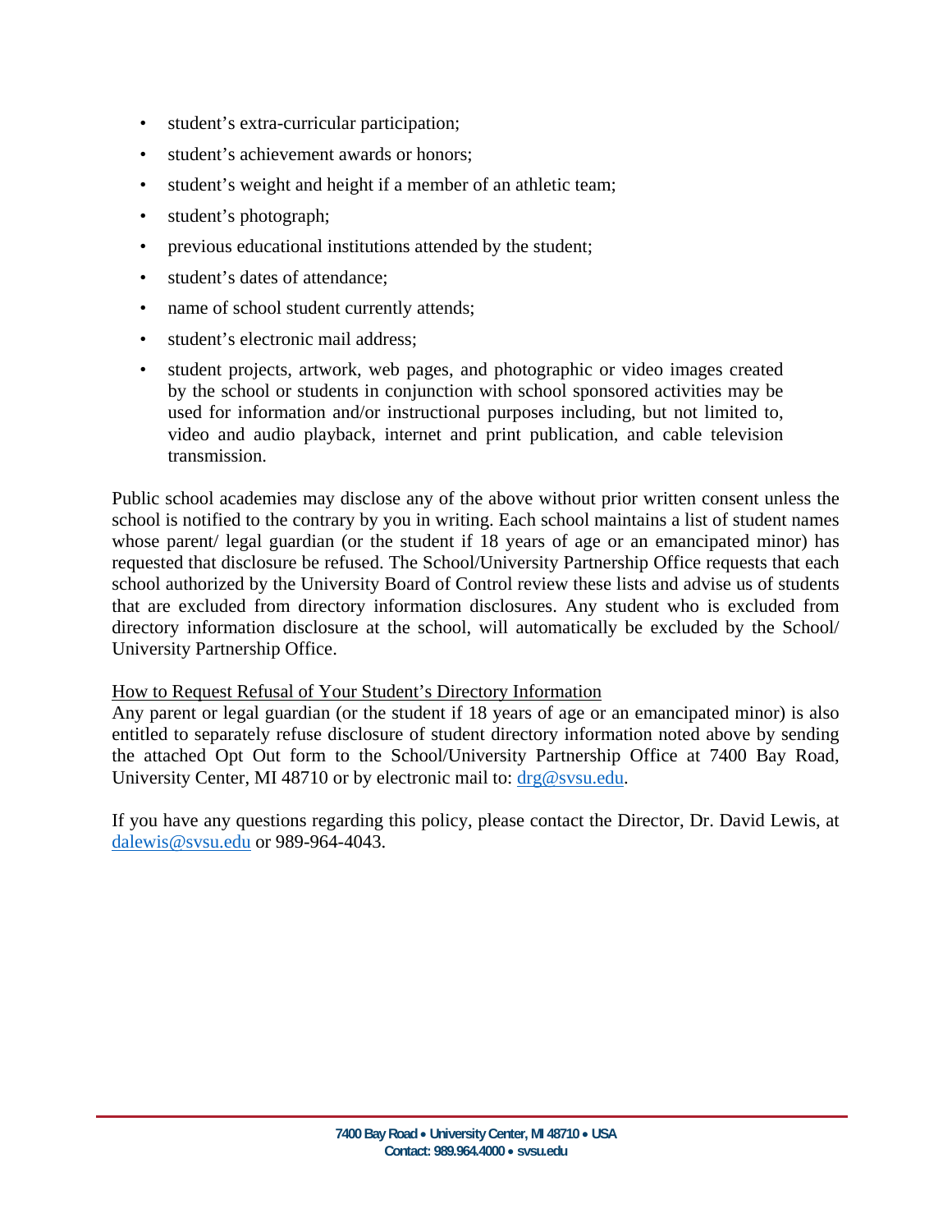- student's extra-curricular participation;
- student's achievement awards or honors;
- student's weight and height if a member of an athletic team;
- student's photograph;
- previous educational institutions attended by the student;
- student's dates of attendance;
- name of school student currently attends;
- student's electronic mail address;
- student projects, artwork, web pages, and photographic or video images created by the school or students in conjunction with school sponsored activities may be used for information and/or instructional purposes including, but not limited to, video and audio playback, internet and print publication, and cable television transmission.

Public school academies may disclose any of the above without prior written consent unless the school is notified to the contrary by you in writing. Each school maintains a list of student names whose parent/ legal guardian (or the student if 18 years of age or an emancipated minor) has requested that disclosure be refused. The School/University Partnership Office requests that each school authorized by the University Board of Control review these lists and advise us of students that are excluded from directory information disclosures. Any student who is excluded from directory information disclosure at the school, will automatically be excluded by the School/ University Partnership Office.

<u>How to Request Refusal of Your Student's Directory Information</u>

Any parent or legal guardian (or the student if 18 years of age or an emancipated minor) is also entitled to separately refuse disclosure of student directory information noted above by sending the attached Opt Out form to the School/University Partnership Office at 7400 Bay Road, University Center, MI 48710 or by electronic mail to: drg@svsu.edu.

If you have any questions regarding this policy, please contact the Director, Dr. David Lewis, at dalewis@svsu.edu or 989-964-4043.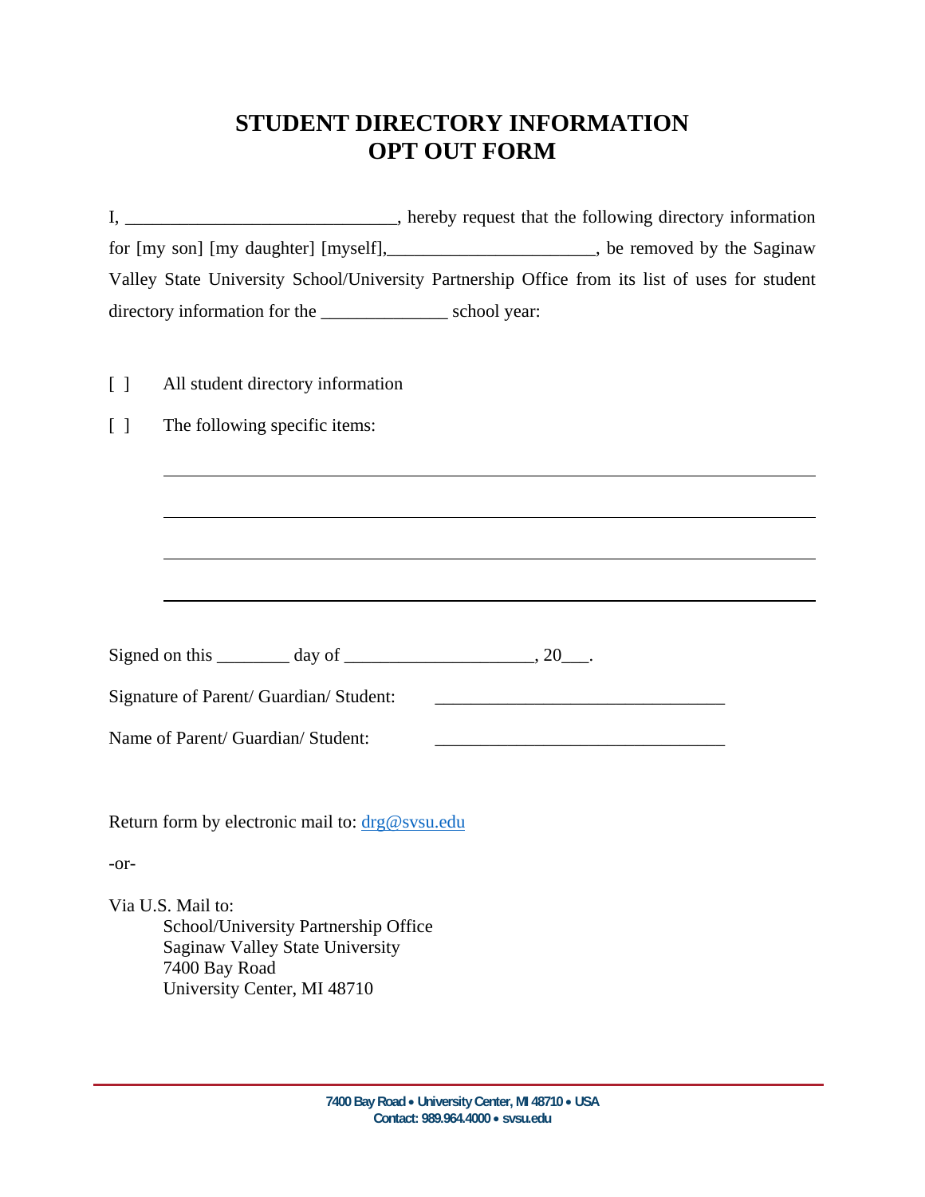# STUDENT DIRECTORY INFORMATION OPT OUT FORM

I, ______________________________, hereby request that the following directory information for [my son] [my daughter] [myself],_______________________, be removed by the Saginaw Valley State University School/University Partnership Office from its list of uses for student directory information for the ______________ school year:

[ ] All student directory information

[ ] The following specific items:

______________________________________________________________

______________________________________________________________

______________________________________________________________

______________________________________________________________

Signed on this ________ day of ____________________, 20___.

Signature of Parent/ Guardian/ Student: ________________________________

Name of Parent/ Guardian/ Student: ________________________________

Return form by electronic mail to: drg@svsu.edu

-or-

Via U.S. Mail to:
School/University Partnership Office
Saginaw Valley State University
7400 Bay Road
University Center, MI 48710